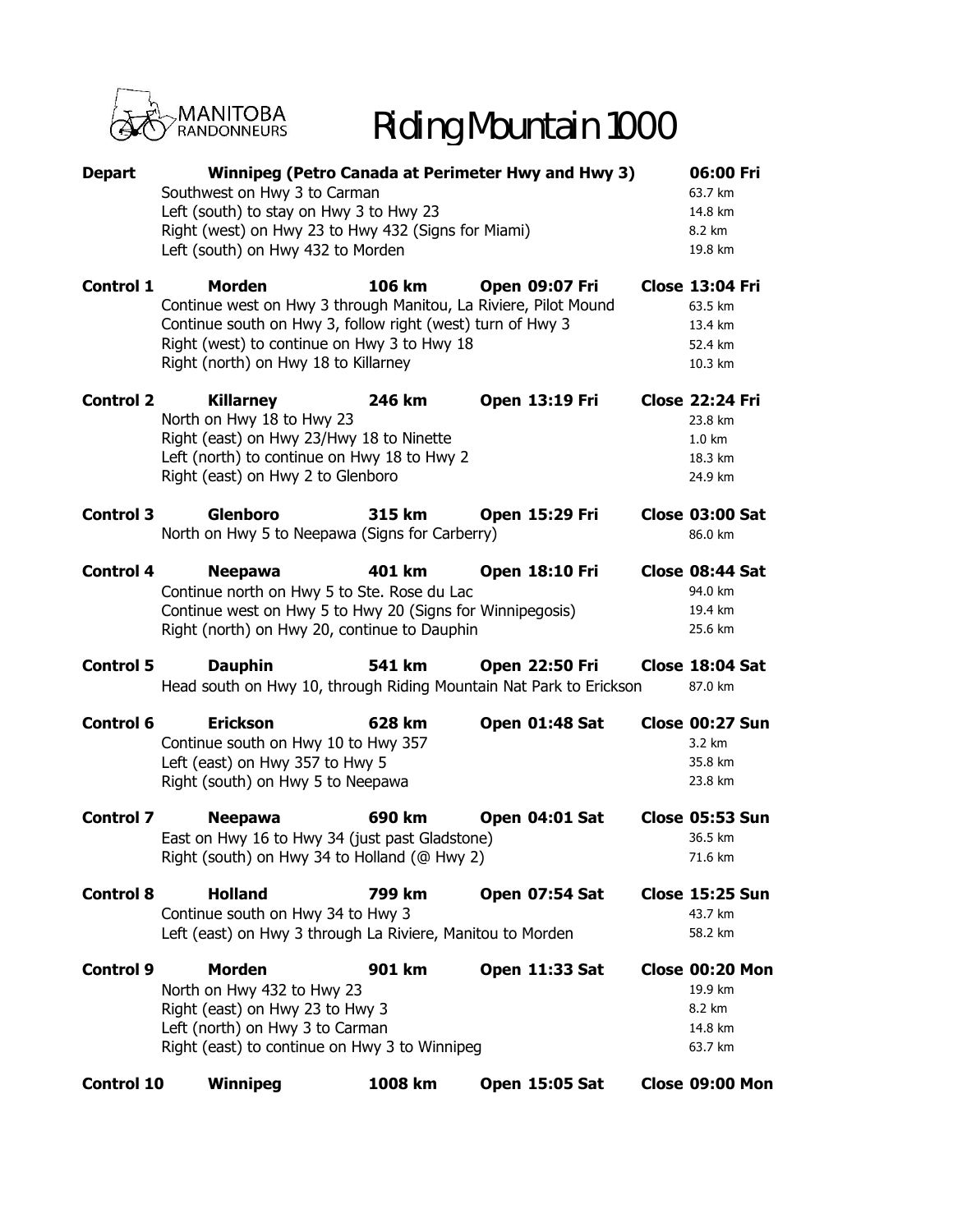MANITOBA RANDONNEURS

# Riding Mountain 1000

**Depart** **Winnipeg (Petro Canada at Perimeter Hwy and Hwy 3)** **06:00 Fri**

| Directions | Distance |
|---|---|
| Southwest on Hwy 3 to Carman | 63.7 km |
| Left (south) to stay on Hwy 3 to Hwy 23 | 14.8 km |
| Right (west) on Hwy 23 to Hwy 432 (Signs for Miami) | 8.2 km |
| Left (south) on Hwy 432 to Morden | 19.8 km |

**Control 1** **Morden** **106 km** **Open 09:07 Fri** **Close 13:04 Fri**

| Directions | Distance |
|---|---|
| Continue west on Hwy 3 through Manitou, La Riviere, Pilot Mound | 63.5 km |
| Continue south on Hwy 3, follow right (west) turn of Hwy 3 | 13.4 km |
| Right (west) to continue on Hwy 3 to Hwy 18 | 52.4 km |
| Right (north) on Hwy 18 to Killarney | 10.3 km |

**Control 2** **Killarney** **246 km** **Open 13:19 Fri** **Close 22:24 Fri**

| Directions | Distance |
|---|---|
| North on Hwy 18 to Hwy 23 | 23.8 km |
| Right (east) on Hwy 23/Hwy 18 to Ninette | 1.0 km |
| Left (north) to continue on Hwy 18 to Hwy 2 | 18.3 km |
| Right (east) on Hwy 2 to Glenboro | 24.9 km |

**Control 3** **Glenboro** **315 km** **Open 15:29 Fri** **Close 03:00 Sat**

| Directions | Distance |
|---|---|
| North on Hwy 5 to Neepawa (Signs for Carberry) | 86.0 km |

**Control 4** **Neepawa** **401 km** **Open 18:10 Fri** **Close 08:44 Sat**

| Directions | Distance |
|---|---|
| Continue north on Hwy 5 to Ste. Rose du Lac | 94.0 km |
| Continue west on Hwy 5 to Hwy 20 (Signs for Winnipegosis) | 19.4 km |
| Right (north) on Hwy 20, continue to Dauphin | 25.6 km |

**Control 5** **Dauphin** **541 km** **Open 22:50 Fri** **Close 18:04 Sat**

| Directions | Distance |
|---|---|
| Head south on Hwy 10, through Riding Mountain Nat Park to Erickson | 87.0 km |

**Control 6** **Erickson** **628 km** **Open 01:48 Sat** **Close 00:27 Sun**

| Directions | Distance |
|---|---|
| Continue south on Hwy 10 to Hwy 357 | 3.2 km |
| Left (east) on Hwy 357 to Hwy 5 | 35.8 km |
| Right (south) on Hwy 5 to Neepawa | 23.8 km |

**Control 7** **Neepawa** **690 km** **Open 04:01 Sat** **Close 05:53 Sun**

| Directions | Distance |
|---|---|
| East on Hwy 16 to Hwy 34 (just past Gladstone) | 36.5 km |
| Right (south) on Hwy 34 to Holland (@ Hwy 2) | 71.6 km |

**Control 8** **Holland** **799 km** **Open 07:54 Sat** **Close 15:25 Sun**

| Directions | Distance |
|---|---|
| Continue south on Hwy 34 to Hwy 3 | 43.7 km |
| Left (east) on Hwy 3 through La Riviere, Manitou to Morden | 58.2 km |

**Control 9** **Morden** **901 km** **Open 11:33 Sat** **Close 00:20 Mon**

| Directions | Distance |
|---|---|
| North on Hwy 432 to Hwy 23 | 19.9 km |
| Right (east) on Hwy 23 to Hwy 3 | 8.2 km |
| Left (north) on Hwy 3 to Carman | 14.8 km |
| Right (east) to continue on Hwy 3 to Winnipeg | 63.7 km |

**Control 10** **Winnipeg** **1008 km** **Open 15:05 Sat** **Close 09:00 Mon**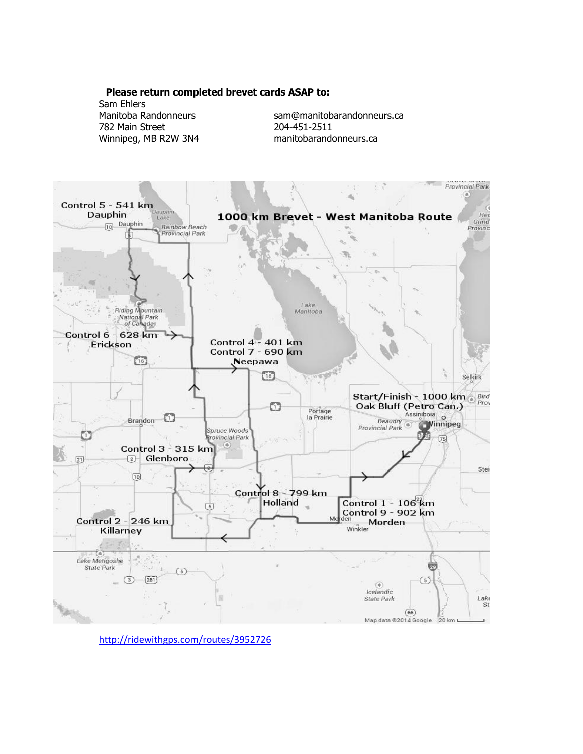**Please return completed brevet cards ASAP to:**

Sam Ehlers
Manitoba Randonneurs
782 Main Street
Winnipeg, MB R2W 3N4

sam@manitobarandonneurs.ca
204-451-2511
manitobarandonneurs.ca

1000 km Brevet - West Manitoba Route

Start/Finish - 1000 km
Oak Bluff (Petro Can.)

Control 1 - 106 km
Control 9 - 902 km
Morden

Control 2 - 246 km
Killarney

Control 3 - 315 km
Glenboro

Control 4 - 401 km
Control 7 - 690 km
Neepawa

Control 5 - 541 km
Dauphin

Control 6 - 628 km
Erickson

Control 8 - 799 km
Holland

Map data ©2014 Google 20 km

http://ridewithgps.com/routes/3952726